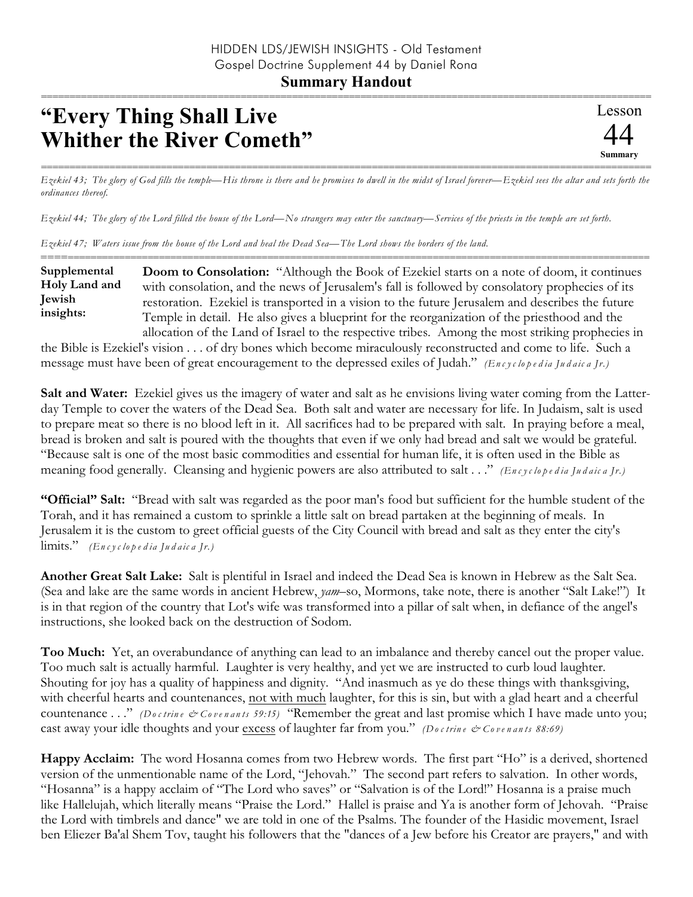HIDDEN LDS/JEWISH INSIGHTS - Old Testament
Gospel Doctrine Supplement 44 by Daniel Rona

**Summary Handout**

# "Every Thing Shall Live Whither the River Cometh"

Lesson 44 Summary

*Ezekiel 43; The glory of God fills the temple—His throne is there and he promises to dwell in the midst of Israel forever—Ezekiel sees the altar and sets forth the ordinances thereof.*

*Ezekiel 44; The glory of the Lord filled the house of the Lord—No strangers may enter the sanctuary—Services of the priests in the temple are set forth.*

*Ezekiel 47; Waters issue from the house of the Lord and heal the Dead Sea—The Lord shows the borders of the land.*

**Supplemental Holy Land and Jewish insights:**

**Doom to Consolation:** "Although the Book of Ezekiel starts on a note of doom, it continues with consolation, and the news of Jerusalem's fall is followed by consolatory prophecies of its restoration. Ezekiel is transported in a vision to the future Jerusalem and describes the future Temple in detail. He also gives a blueprint for the reorganization of the priesthood and the allocation of the Land of Israel to the respective tribes. Among the most striking prophecies in the Bible is Ezekiel's vision . . . of dry bones which become miraculously reconstructed and come to life. Such a message must have been of great encouragement to the depressed exiles of Judah." *(Encyclopedia Judaica Jr.)*

**Salt and Water:** Ezekiel gives us the imagery of water and salt as he envisions living water coming from the Latter-day Temple to cover the waters of the Dead Sea. Both salt and water are necessary for life. In Judaism, salt is used to prepare meat so there is no blood left in it. All sacrifices had to be prepared with salt. In praying before a meal, bread is broken and salt is poured with the thoughts that even if we only had bread and salt we would be grateful. "Because salt is one of the most basic commodities and essential for human life, it is often used in the Bible as meaning food generally. Cleansing and hygienic powers are also attributed to salt . . ." *(Encyclopedia Judaica Jr.)*

**"Official" Salt:** "Bread with salt was regarded as the poor man's food but sufficient for the humble student of the Torah, and it has remained a custom to sprinkle a little salt on bread partaken at the beginning of meals. In Jerusalem it is the custom to greet official guests of the City Council with bread and salt as they enter the city's limits." *(Encyclopedia Judaica Jr.)*

**Another Great Salt Lake:** Salt is plentiful in Israel and indeed the Dead Sea is known in Hebrew as the Salt Sea. (Sea and lake are the same words in ancient Hebrew, *yam*–so, Mormons, take note, there is another "Salt Lake!") It is in that region of the country that Lot's wife was transformed into a pillar of salt when, in defiance of the angel's instructions, she looked back on the destruction of Sodom.

**Too Much:** Yet, an overabundance of anything can lead to an imbalance and thereby cancel out the proper value. Too much salt is actually harmful. Laughter is very healthy, and yet we are instructed to curb loud laughter. Shouting for joy has a quality of happiness and dignity. "And inasmuch as ye do these things with thanksgiving, with cheerful hearts and countenances, <u>not with much</u> laughter, for this is sin, but with a glad heart and a cheerful countenance . . ." *(Doctrine & Covenants 59:15)* "Remember the great and last promise which I have made unto you; cast away your idle thoughts and your <u>excess</u> of laughter far from you." *(Doctrine & Covenants 88:69)*

**Happy Acclaim:** The word Hosanna comes from two Hebrew words. The first part "Ho" is a derived, shortened version of the unmentionable name of the Lord, "Jehovah." The second part refers to salvation. In other words, "Hosanna" is a happy acclaim of "The Lord who saves" or "Salvation is of the Lord!" Hosanna is a praise much like Hallelujah, which literally means "Praise the Lord." Hallel is praise and Ya is another form of Jehovah. "Praise the Lord with timbrels and dance" we are told in one of the Psalms. The founder of the Hasidic movement, Israel ben Eliezer Ba'al Shem Tov, taught his followers that the "dances of a Jew before his Creator are prayers," and with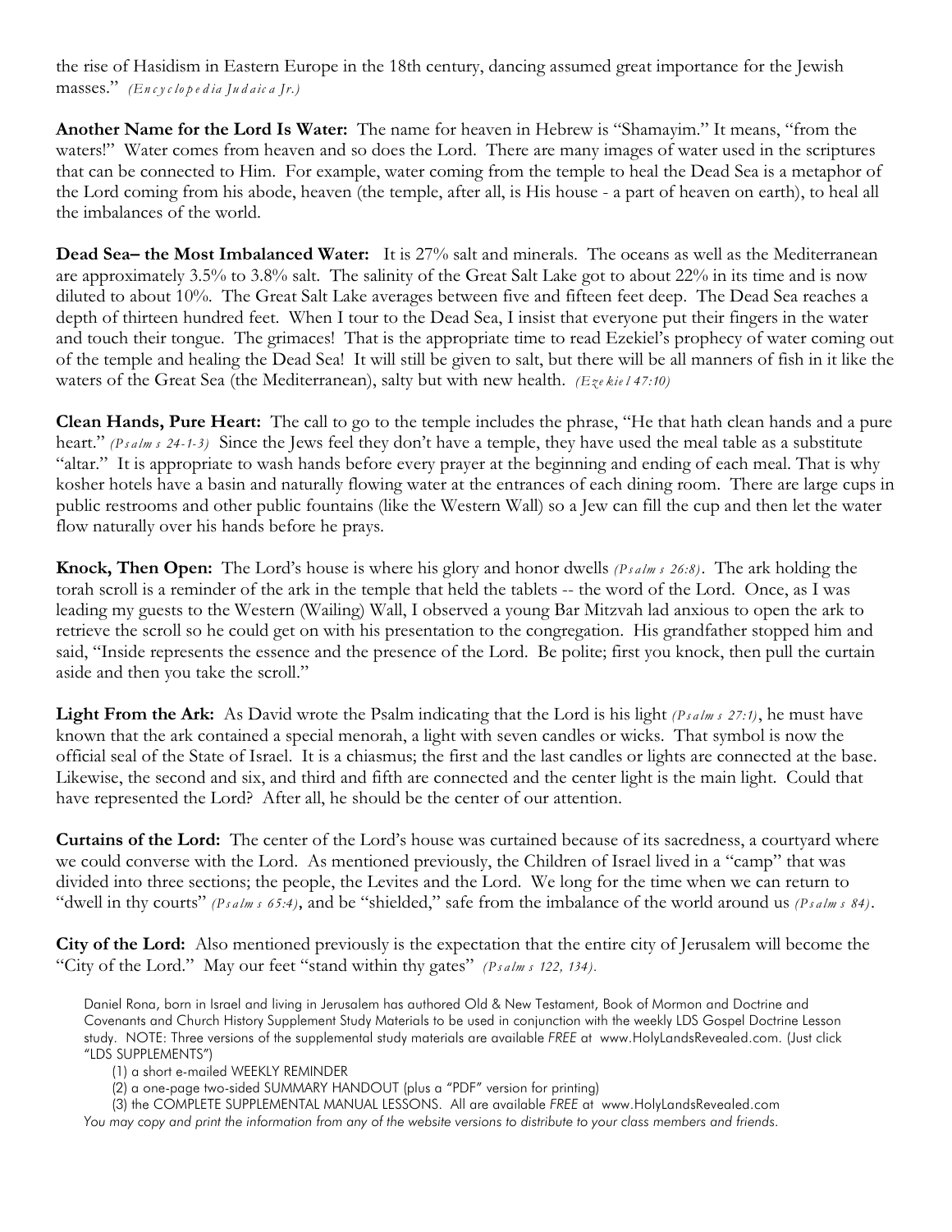the rise of Hasidism in Eastern Europe in the 18th century, dancing assumed great importance for the Jewish masses." *(Encyclopedia Judaica Jr.)*

**Another Name for the Lord Is Water:** The name for heaven in Hebrew is "Shamayim." It means, "from the waters!" Water comes from heaven and so does the Lord. There are many images of water used in the scriptures that can be connected to Him. For example, water coming from the temple to heal the Dead Sea is a metaphor of the Lord coming from his abode, heaven (the temple, after all, is His house - a part of heaven on earth), to heal all the imbalances of the world.

**Dead Sea– the Most Imbalanced Water:** It is 27% salt and minerals. The oceans as well as the Mediterranean are approximately 3.5% to 3.8% salt. The salinity of the Great Salt Lake got to about 22% in its time and is now diluted to about 10%. The Great Salt Lake averages between five and fifteen feet deep. The Dead Sea reaches a depth of thirteen hundred feet. When I tour to the Dead Sea, I insist that everyone put their fingers in the water and touch their tongue. The grimaces! That is the appropriate time to read Ezekiel's prophecy of water coming out of the temple and healing the Dead Sea! It will still be given to salt, but there will be all manners of fish in it like the waters of the Great Sea (the Mediterranean), salty but with new health. *(Ezekiel 47:10)*

**Clean Hands, Pure Heart:** The call to go to the temple includes the phrase, "He that hath clean hands and a pure heart." *(Psalms 24-1-3)* Since the Jews feel they don't have a temple, they have used the meal table as a substitute "altar." It is appropriate to wash hands before every prayer at the beginning and ending of each meal. That is why kosher hotels have a basin and naturally flowing water at the entrances of each dining room. There are large cups in public restrooms and other public fountains (like the Western Wall) so a Jew can fill the cup and then let the water flow naturally over his hands before he prays.

**Knock, Then Open:** The Lord's house is where his glory and honor dwells *(Psalms 26:8)*. The ark holding the torah scroll is a reminder of the ark in the temple that held the tablets -- the word of the Lord. Once, as I was leading my guests to the Western (Wailing) Wall, I observed a young Bar Mitzvah lad anxious to open the ark to retrieve the scroll so he could get on with his presentation to the congregation. His grandfather stopped him and said, "Inside represents the essence and the presence of the Lord. Be polite; first you knock, then pull the curtain aside and then you take the scroll."

**Light From the Ark:** As David wrote the Psalm indicating that the Lord is his light *(Psalms 27:1)*, he must have known that the ark contained a special menorah, a light with seven candles or wicks. That symbol is now the official seal of the State of Israel. It is a chiasmus; the first and the last candles or lights are connected at the base. Likewise, the second and six, and third and fifth are connected and the center light is the main light. Could that have represented the Lord? After all, he should be the center of our attention.

**Curtains of the Lord:** The center of the Lord's house was curtained because of its sacredness, a courtyard where we could converse with the Lord. As mentioned previously, the Children of Israel lived in a "camp" that was divided into three sections; the people, the Levites and the Lord. We long for the time when we can return to "dwell in thy courts" *(Psalms 65:4)*, and be "shielded," safe from the imbalance of the world around us *(Psalms 84)*.

**City of the Lord:** Also mentioned previously is the expectation that the entire city of Jerusalem will become the "City of the Lord." May our feet "stand within thy gates" *(Psalms 122, 134).*

Daniel Rona, born in Israel and living in Jerusalem has authored Old & New Testament, Book of Mormon and Doctrine and Covenants and Church History Supplement Study Materials to be used in conjunction with the weekly LDS Gospel Doctrine Lesson study. NOTE: Three versions of the supplemental study materials are available *FREE* at www.HolyLandsRevealed.com. (Just click "LDS SUPPLEMENTS")

(1) a short e-mailed WEEKLY REMINDER
(2) a one-page two-sided SUMMARY HANDOUT (plus a "PDF" version for printing)
(3) the COMPLETE SUPPLEMENTAL MANUAL LESSONS. All are available *FREE* at www.HolyLandsRevealed.com

*You may copy and print the information from any of the website versions to distribute to your class members and friends.*